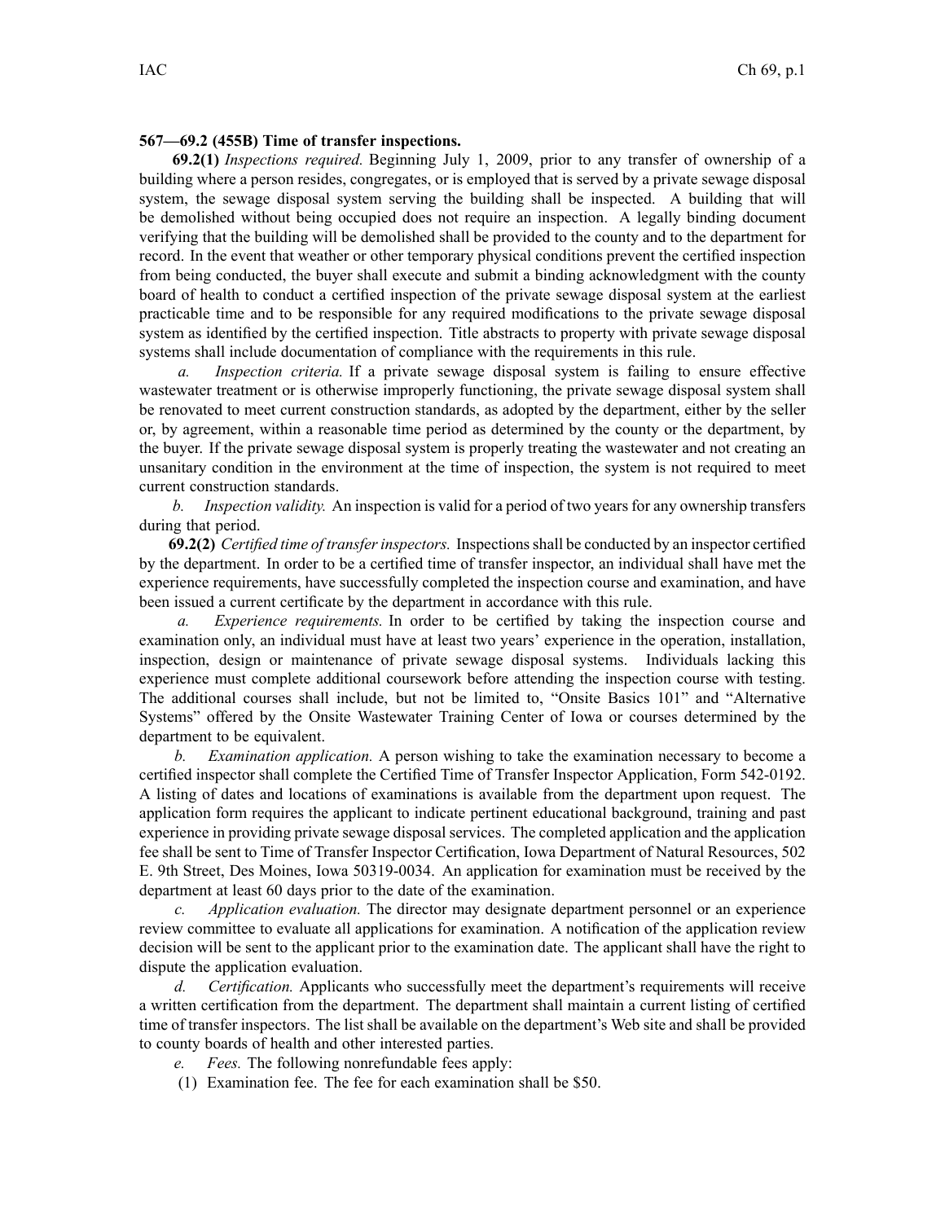**567—69.2 (455B) Time of transfer inspections.**

**69.2(1)** *Inspections required.* Beginning July 1, 2009, prior to any transfer of ownership of a building where a person resides, congregates, or is employed that is served by a private sewage disposal system, the sewage disposal system serving the building shall be inspected. A building that will be demolished without being occupied does not require an inspection. A legally binding document verifying that the building will be demolished shall be provided to the county and to the department for record. In the event that weather or other temporary physical conditions prevent the certified inspection from being conducted, the buyer shall execute and submit a binding acknowledgment with the county board of health to conduct a certified inspection of the private sewage disposal system at the earliest practicable time and to be responsible for any required modifications to the private sewage disposal system as identified by the certified inspection. Title abstracts to property with private sewage disposal systems shall include documentation of compliance with the requirements in this rule.

*a.* *Inspection criteria.* If a private sewage disposal system is failing to ensure effective wastewater treatment or is otherwise improperly functioning, the private sewage disposal system shall be renovated to meet current construction standards, as adopted by the department, either by the seller or, by agreement, within a reasonable time period as determined by the county or the department, by the buyer. If the private sewage disposal system is properly treating the wastewater and not creating an unsanitary condition in the environment at the time of inspection, the system is not required to meet current construction standards.

*b.* *Inspection validity.* An inspection is valid for a period of two years for any ownership transfers during that period.

**69.2(2)** *Certified time of transfer inspectors.* Inspections shall be conducted by an inspector certified by the department. In order to be a certified time of transfer inspector, an individual shall have met the experience requirements, have successfully completed the inspection course and examination, and have been issued a current certificate by the department in accordance with this rule.

*a.* *Experience requirements.* In order to be certified by taking the inspection course and examination only, an individual must have at least two years' experience in the operation, installation, inspection, design or maintenance of private sewage disposal systems. Individuals lacking this experience must complete additional coursework before attending the inspection course with testing. The additional courses shall include, but not be limited to, "Onsite Basics 101" and "Alternative Systems" offered by the Onsite Wastewater Training Center of Iowa or courses determined by the department to be equivalent.

*b.* *Examination application.* A person wishing to take the examination necessary to become a certified inspector shall complete the Certified Time of Transfer Inspector Application, Form 542-0192. A listing of dates and locations of examinations is available from the department upon request. The application form requires the applicant to indicate pertinent educational background, training and past experience in providing private sewage disposal services. The completed application and the application fee shall be sent to Time of Transfer Inspector Certification, Iowa Department of Natural Resources, 502 E. 9th Street, Des Moines, Iowa 50319-0034. An application for examination must be received by the department at least 60 days prior to the date of the examination.

*c.* *Application evaluation.* The director may designate department personnel or an experience review committee to evaluate all applications for examination. A notification of the application review decision will be sent to the applicant prior to the examination date. The applicant shall have the right to dispute the application evaluation.

*d.* *Certification.* Applicants who successfully meet the department's requirements will receive a written certification from the department. The department shall maintain a current listing of certified time of transfer inspectors. The list shall be available on the department's Web site and shall be provided to county boards of health and other interested parties.

*e.* *Fees.* The following nonrefundable fees apply:

(1) Examination fee. The fee for each examination shall be $50.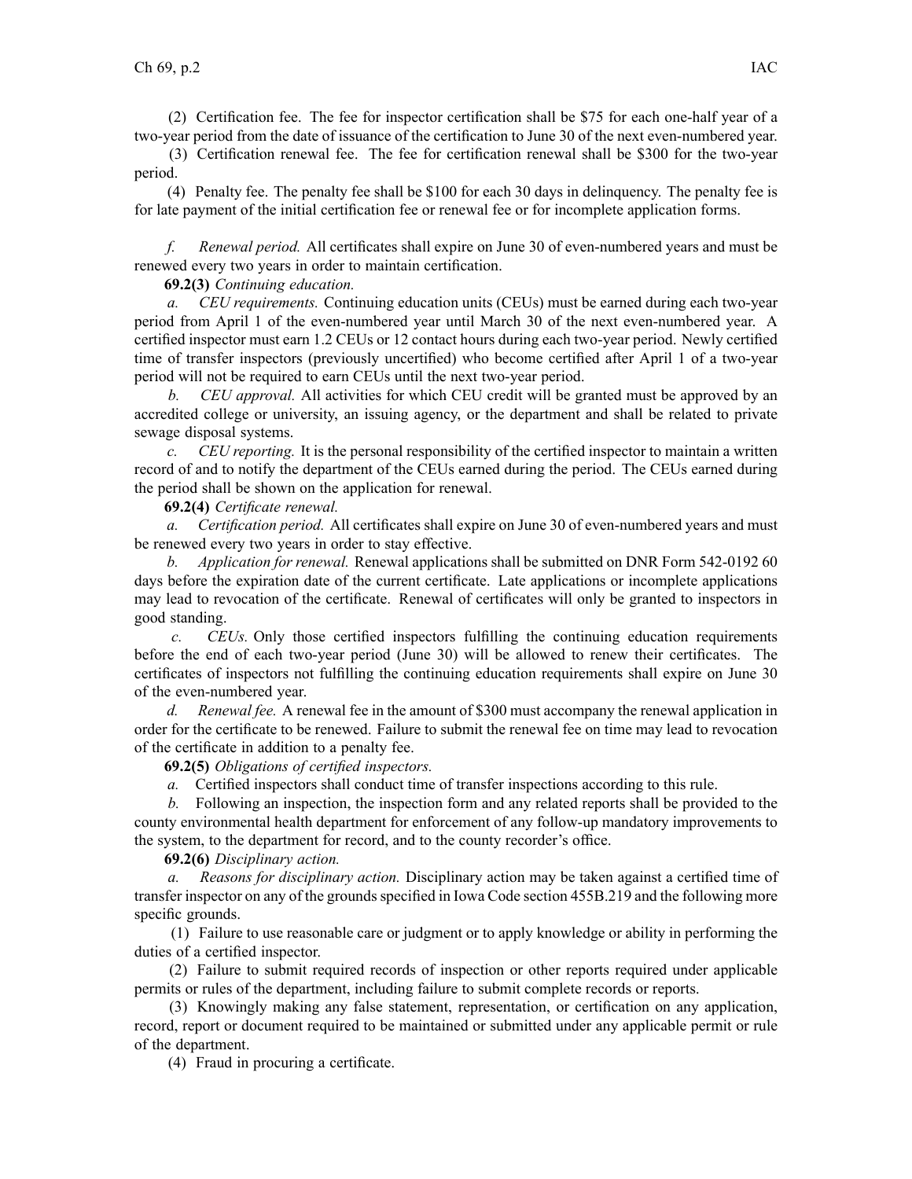(2) Certification fee. The fee for inspector certification shall be $75 for each one-half year of a two-year period from the date of issuance of the certification to June 30 of the next even-numbered year.

(3) Certification renewal fee. The fee for certification renewal shall be $300 for the two-year period.

(4) Penalty fee. The penalty fee shall be $100 for each 30 days in delinquency. The penalty fee is for late payment of the initial certification fee or renewal fee or for incomplete application forms.

*f. Renewal period.* All certificates shall expire on June 30 of even-numbered years and must be renewed every two years in order to maintain certification.

**69.2(3)** *Continuing education.*

*a. CEU requirements.* Continuing education units (CEUs) must be earned during each two-year period from April 1 of the even-numbered year until March 30 of the next even-numbered year. A certified inspector must earn 1.2 CEUs or 12 contact hours during each two-year period. Newly certified time of transfer inspectors (previously uncertified) who become certified after April 1 of a two-year period will not be required to earn CEUs until the next two-year period.

*b. CEU approval.* All activities for which CEU credit will be granted must be approved by an accredited college or university, an issuing agency, or the department and shall be related to private sewage disposal systems.

*c. CEU reporting.* It is the personal responsibility of the certified inspector to maintain a written record of and to notify the department of the CEUs earned during the period. The CEUs earned during the period shall be shown on the application for renewal.

**69.2(4)** *Certificate renewal.*

*a. Certification period.* All certificates shall expire on June 30 of even-numbered years and must be renewed every two years in order to stay effective.

*b. Application for renewal.* Renewal applications shall be submitted on DNR Form 542-0192 60 days before the expiration date of the current certificate. Late applications or incomplete applications may lead to revocation of the certificate. Renewal of certificates will only be granted to inspectors in good standing.

*c. CEUs.* Only those certified inspectors fulfilling the continuing education requirements before the end of each two-year period (June 30) will be allowed to renew their certificates. The certificates of inspectors not fulfilling the continuing education requirements shall expire on June 30 of the even-numbered year.

*d. Renewal fee.* A renewal fee in the amount of $300 must accompany the renewal application in order for the certificate to be renewed. Failure to submit the renewal fee on time may lead to revocation of the certificate in addition to a penalty fee.

**69.2(5)** *Obligations of certified inspectors.*

*a.* Certified inspectors shall conduct time of transfer inspections according to this rule.

*b.* Following an inspection, the inspection form and any related reports shall be provided to the county environmental health department for enforcement of any follow-up mandatory improvements to the system, to the department for record, and to the county recorder's office.

**69.2(6)** *Disciplinary action.*

*a. Reasons for disciplinary action.* Disciplinary action may be taken against a certified time of transfer inspector on any of the grounds specified in Iowa Code section 455B.219 and the following more specific grounds.

(1) Failure to use reasonable care or judgment or to apply knowledge or ability in performing the duties of a certified inspector.

(2) Failure to submit required records of inspection or other reports required under applicable permits or rules of the department, including failure to submit complete records or reports.

(3) Knowingly making any false statement, representation, or certification on any application, record, report or document required to be maintained or submitted under any applicable permit or rule of the department.

(4) Fraud in procuring a certificate.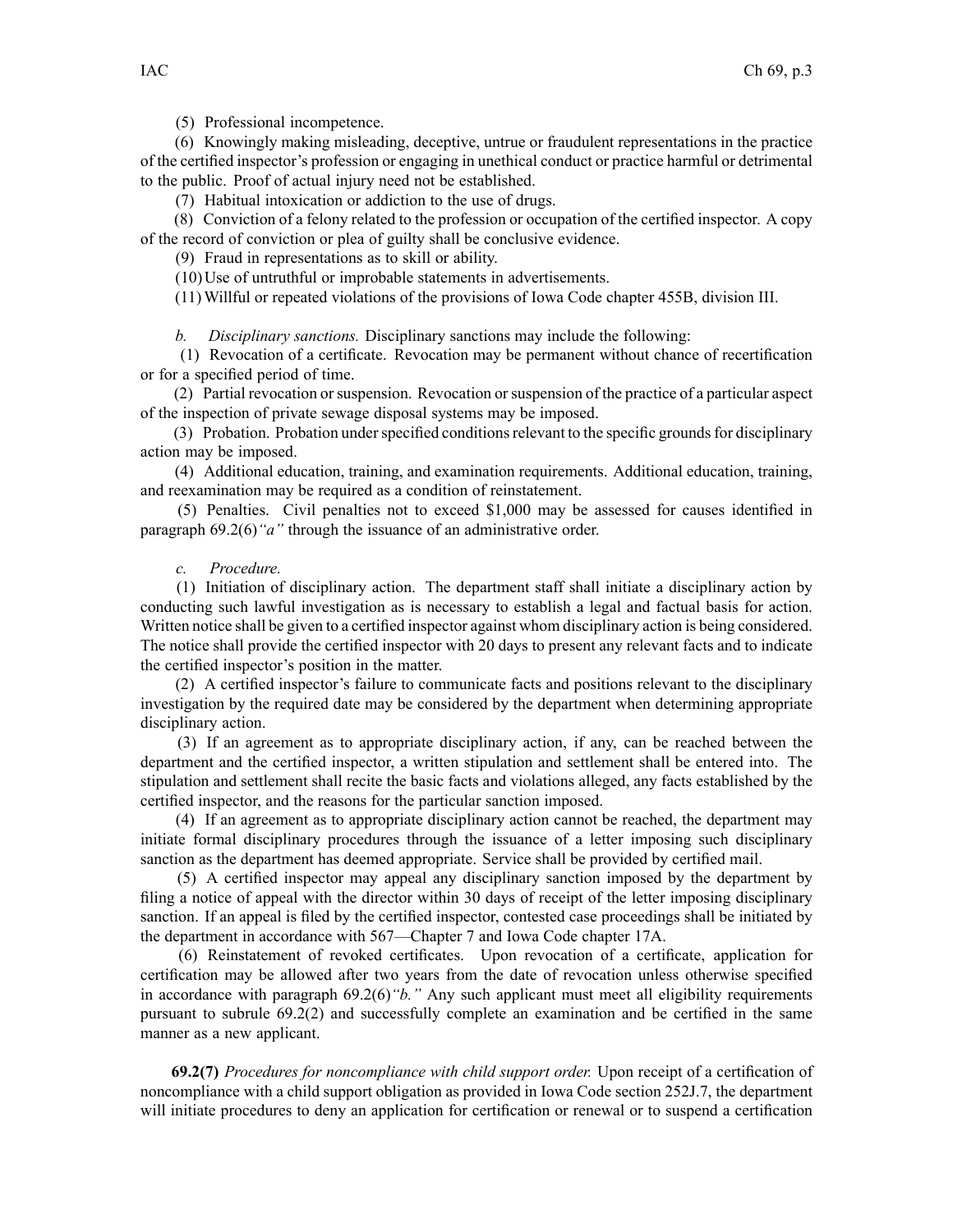(5) Professional incompetence.

(6) Knowingly making misleading, deceptive, untrue or fraudulent representations in the practice of the certified inspector's profession or engaging in unethical conduct or practice harmful or detrimental to the public. Proof of actual injury need not be established.

(7) Habitual intoxication or addiction to the use of drugs.

(8) Conviction of a felony related to the profession or occupation of the certified inspector. A copy of the record of conviction or plea of guilty shall be conclusive evidence.

(9) Fraud in representations as to skill or ability.

(10) Use of untruthful or improbable statements in advertisements.

(11) Willful or repeated violations of the provisions of Iowa Code chapter 455B, division III.

*b. Disciplinary sanctions.* Disciplinary sanctions may include the following:

(1) Revocation of a certificate. Revocation may be permanent without chance of recertification or for a specified period of time.

(2) Partial revocation or suspension. Revocation or suspension of the practice of a particular aspect of the inspection of private sewage disposal systems may be imposed.

(3) Probation. Probation under specified conditions relevant to the specific grounds for disciplinary action may be imposed.

(4) Additional education, training, and examination requirements. Additional education, training, and reexamination may be required as a condition of reinstatement.

(5) Penalties. Civil penalties not to exceed $1,000 may be assessed for causes identified in paragraph 69.2(6)*"a"* through the issuance of an administrative order.

*c. Procedure.*

(1) Initiation of disciplinary action. The department staff shall initiate a disciplinary action by conducting such lawful investigation as is necessary to establish a legal and factual basis for action. Written notice shall be given to a certified inspector against whom disciplinary action is being considered. The notice shall provide the certified inspector with 20 days to present any relevant facts and to indicate the certified inspector's position in the matter.

(2) A certified inspector's failure to communicate facts and positions relevant to the disciplinary investigation by the required date may be considered by the department when determining appropriate disciplinary action.

(3) If an agreement as to appropriate disciplinary action, if any, can be reached between the department and the certified inspector, a written stipulation and settlement shall be entered into. The stipulation and settlement shall recite the basic facts and violations alleged, any facts established by the certified inspector, and the reasons for the particular sanction imposed.

(4) If an agreement as to appropriate disciplinary action cannot be reached, the department may initiate formal disciplinary procedures through the issuance of a letter imposing such disciplinary sanction as the department has deemed appropriate. Service shall be provided by certified mail.

(5) A certified inspector may appeal any disciplinary sanction imposed by the department by filing a notice of appeal with the director within 30 days of receipt of the letter imposing disciplinary sanction. If an appeal is filed by the certified inspector, contested case proceedings shall be initiated by the department in accordance with 567—Chapter 7 and Iowa Code chapter 17A.

(6) Reinstatement of revoked certificates. Upon revocation of a certificate, application for certification may be allowed after two years from the date of revocation unless otherwise specified in accordance with paragraph 69.2(6)*"b."* Any such applicant must meet all eligibility requirements pursuant to subrule 69.2(2) and successfully complete an examination and be certified in the same manner as a new applicant.

**69.2(7)** *Procedures for noncompliance with child support order.* Upon receipt of a certification of noncompliance with a child support obligation as provided in Iowa Code section 252J.7, the department will initiate procedures to deny an application for certification or renewal or to suspend a certification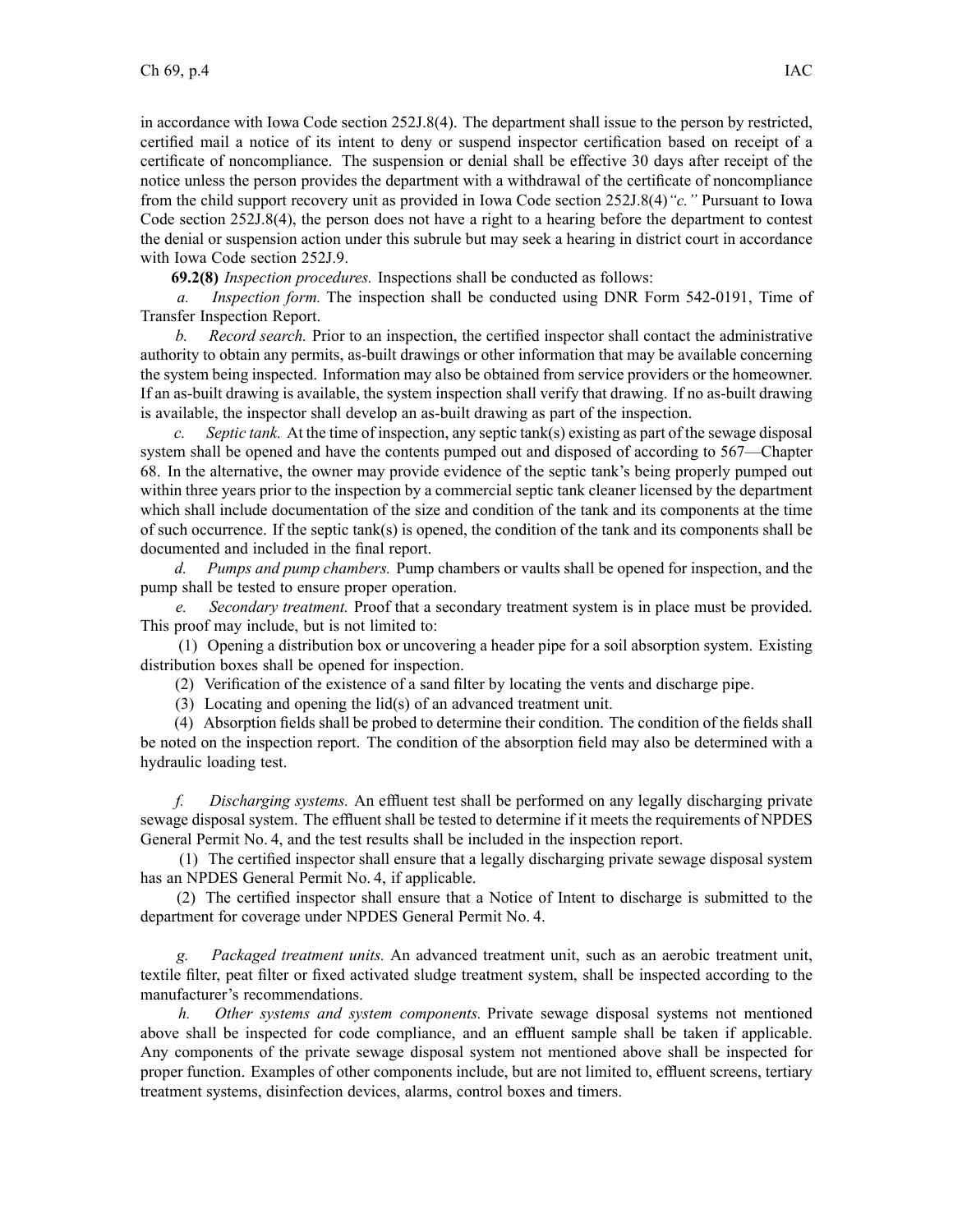in accordance with Iowa Code section 252J.8(4). The department shall issue to the person by restricted, certified mail a notice of its intent to deny or suspend inspector certification based on receipt of a certificate of noncompliance. The suspension or denial shall be effective 30 days after receipt of the notice unless the person provides the department with a withdrawal of the certificate of noncompliance from the child support recovery unit as provided in Iowa Code section 252J.8(4)*"c."* Pursuant to Iowa Code section 252J.8(4), the person does not have a right to a hearing before the department to contest the denial or suspension action under this subrule but may seek a hearing in district court in accordance with Iowa Code section 252J.9.

**69.2(8)** *Inspection procedures.* Inspections shall be conducted as follows:

*a. Inspection form.* The inspection shall be conducted using DNR Form 542-0191, Time of Transfer Inspection Report.

*b. Record search.* Prior to an inspection, the certified inspector shall contact the administrative authority to obtain any permits, as-built drawings or other information that may be available concerning the system being inspected. Information may also be obtained from service providers or the homeowner. If an as-built drawing is available, the system inspection shall verify that drawing. If no as-built drawing is available, the inspector shall develop an as-built drawing as part of the inspection.

*c. Septic tank.* At the time of inspection, any septic tank(s) existing as part of the sewage disposal system shall be opened and have the contents pumped out and disposed of according to 567—Chapter 68. In the alternative, the owner may provide evidence of the septic tank's being properly pumped out within three years prior to the inspection by a commercial septic tank cleaner licensed by the department which shall include documentation of the size and condition of the tank and its components at the time of such occurrence. If the septic tank(s) is opened, the condition of the tank and its components shall be documented and included in the final report.

*d. Pumps and pump chambers.* Pump chambers or vaults shall be opened for inspection, and the pump shall be tested to ensure proper operation.

*e. Secondary treatment.* Proof that a secondary treatment system is in place must be provided. This proof may include, but is not limited to:

(1) Opening a distribution box or uncovering a header pipe for a soil absorption system. Existing distribution boxes shall be opened for inspection.

(2) Verification of the existence of a sand filter by locating the vents and discharge pipe.

(3) Locating and opening the lid(s) of an advanced treatment unit.

(4) Absorption fields shall be probed to determine their condition. The condition of the fields shall be noted on the inspection report. The condition of the absorption field may also be determined with a hydraulic loading test.

*f. Discharging systems.* An effluent test shall be performed on any legally discharging private sewage disposal system. The effluent shall be tested to determine if it meets the requirements of NPDES General Permit No. 4, and the test results shall be included in the inspection report.

(1) The certified inspector shall ensure that a legally discharging private sewage disposal system has an NPDES General Permit No. 4, if applicable.

(2) The certified inspector shall ensure that a Notice of Intent to discharge is submitted to the department for coverage under NPDES General Permit No. 4.

*g. Packaged treatment units.* An advanced treatment unit, such as an aerobic treatment unit, textile filter, peat filter or fixed activated sludge treatment system, shall be inspected according to the manufacturer's recommendations.

*h. Other systems and system components.* Private sewage disposal systems not mentioned above shall be inspected for code compliance, and an effluent sample shall be taken if applicable. Any components of the private sewage disposal system not mentioned above shall be inspected for proper function. Examples of other components include, but are not limited to, effluent screens, tertiary treatment systems, disinfection devices, alarms, control boxes and timers.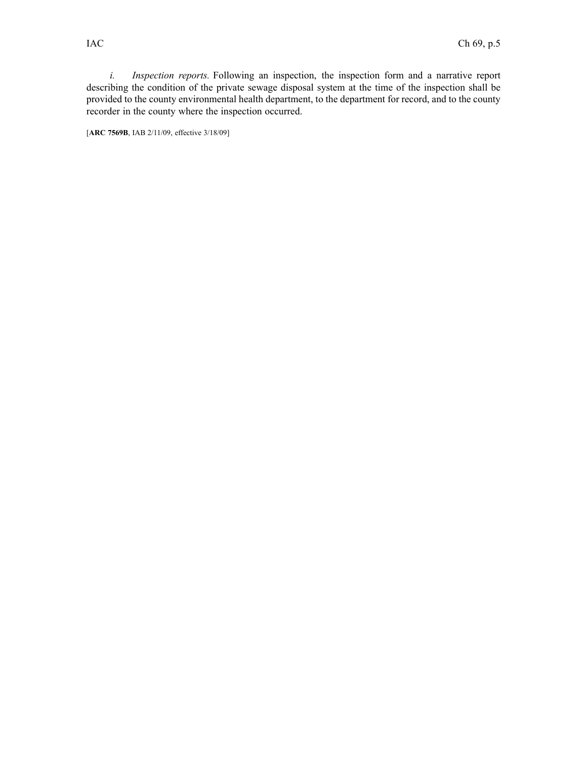*i. Inspection reports.* Following an inspection, the inspection form and a narrative report describing the condition of the private sewage disposal system at the time of the inspection shall be provided to the county environmental health department, to the department for record, and to the county recorder in the county where the inspection occurred.

[**ARC 7569B**, IAB 2/11/09, effective 3/18/09]